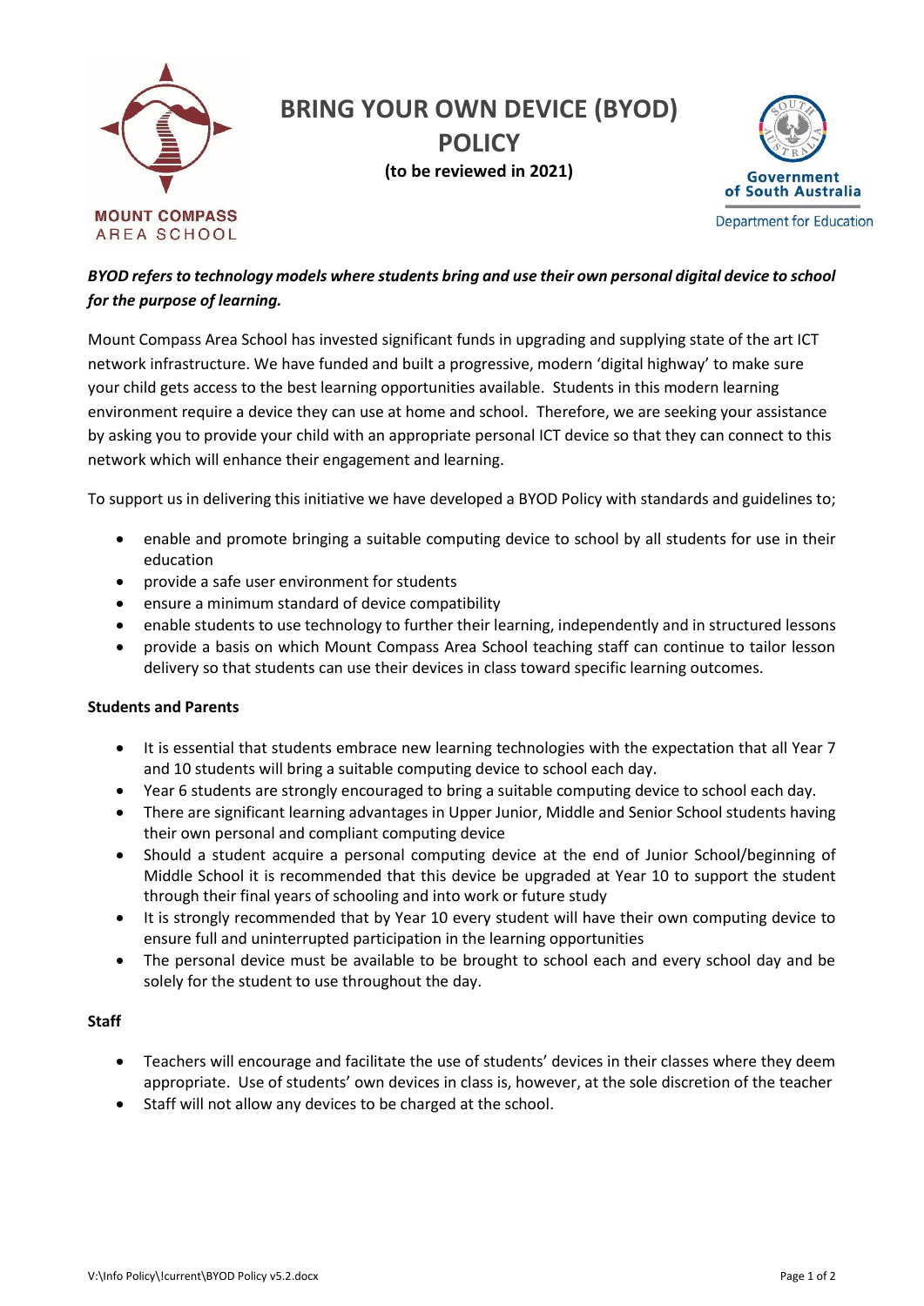MOUNT COMPASS AREA SCHOOL

# BRING YOUR OWN DEVICE (BYOD) POLICY

**(to be reviewed in 2021)**

Government of South Australia
Department for Education

***BYOD refers to technology models where students bring and use their own personal digital device to school for the purpose of learning.***

Mount Compass Area School has invested significant funds in upgrading and supplying state of the art ICT network infrastructure. We have funded and built a progressive, modern 'digital highway' to make sure your child gets access to the best learning opportunities available. Students in this modern learning environment require a device they can use at home and school. Therefore, we are seeking your assistance by asking you to provide your child with an appropriate personal ICT device so that they can connect to this network which will enhance their engagement and learning.

To support us in delivering this initiative we have developed a BYOD Policy with standards and guidelines to;

- enable and promote bringing a suitable computing device to school by all students for use in their education
- provide a safe user environment for students
- ensure a minimum standard of device compatibility
- enable students to use technology to further their learning, independently and in structured lessons
- provide a basis on which Mount Compass Area School teaching staff can continue to tailor lesson delivery so that students can use their devices in class toward specific learning outcomes.

**Students and Parents**

- It is essential that students embrace new learning technologies with the expectation that all Year 7 and 10 students will bring a suitable computing device to school each day.
- Year 6 students are strongly encouraged to bring a suitable computing device to school each day.
- There are significant learning advantages in Upper Junior, Middle and Senior School students having their own personal and compliant computing device
- Should a student acquire a personal computing device at the end of Junior School/beginning of Middle School it is recommended that this device be upgraded at Year 10 to support the student through their final years of schooling and into work or future study
- It is strongly recommended that by Year 10 every student will have their own computing device to ensure full and uninterrupted participation in the learning opportunities
- The personal device must be available to be brought to school each and every school day and be solely for the student to use throughout the day.

**Staff**

- Teachers will encourage and facilitate the use of students' devices in their classes where they deem appropriate. Use of students' own devices in class is, however, at the sole discretion of the teacher
- Staff will not allow any devices to be charged at the school.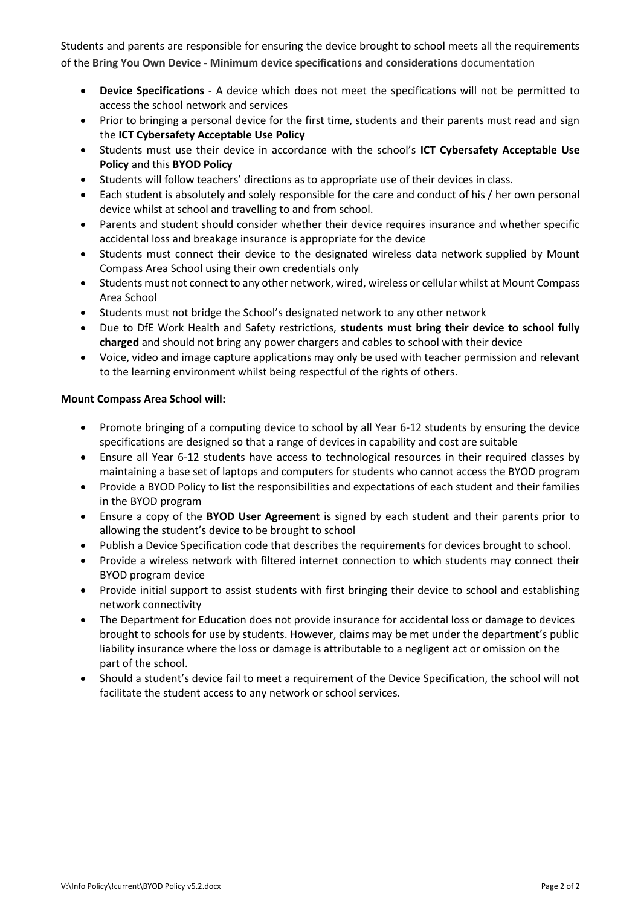Students and parents are responsible for ensuring the device brought to school meets all the requirements of the **Bring You Own Device - Minimum device specifications and considerations** documentation

- **Device Specifications** - A device which does not meet the specifications will not be permitted to access the school network and services
- Prior to bringing a personal device for the first time, students and their parents must read and sign the **ICT Cybersafety Acceptable Use Policy**
- Students must use their device in accordance with the school's **ICT Cybersafety Acceptable Use Policy** and this **BYOD Policy**
- Students will follow teachers' directions as to appropriate use of their devices in class.
- Each student is absolutely and solely responsible for the care and conduct of his / her own personal device whilst at school and travelling to and from school.
- Parents and student should consider whether their device requires insurance and whether specific accidental loss and breakage insurance is appropriate for the device
- Students must connect their device to the designated wireless data network supplied by Mount Compass Area School using their own credentials only
- Students must not connect to any other network, wired, wireless or cellular whilst at Mount Compass Area School
- Students must not bridge the School's designated network to any other network
- Due to DfE Work Health and Safety restrictions, **students must bring their device to school fully charged** and should not bring any power chargers and cables to school with their device
- Voice, video and image capture applications may only be used with teacher permission and relevant to the learning environment whilst being respectful of the rights of others.

**Mount Compass Area School will:**

- Promote bringing of a computing device to school by all Year 6-12 students by ensuring the device specifications are designed so that a range of devices in capability and cost are suitable
- Ensure all Year 6-12 students have access to technological resources in their required classes by maintaining a base set of laptops and computers for students who cannot access the BYOD program
- Provide a BYOD Policy to list the responsibilities and expectations of each student and their families in the BYOD program
- Ensure a copy of the **BYOD User Agreement** is signed by each student and their parents prior to allowing the student's device to be brought to school
- Publish a Device Specification code that describes the requirements for devices brought to school.
- Provide a wireless network with filtered internet connection to which students may connect their BYOD program device
- Provide initial support to assist students with first bringing their device to school and establishing network connectivity
- The Department for Education does not provide insurance for accidental loss or damage to devices brought to schools for use by students. However, claims may be met under the department's public liability insurance where the loss or damage is attributable to a negligent act or omission on the part of the school.
- Should a student's device fail to meet a requirement of the Device Specification, the school will not facilitate the student access to any network or school services.